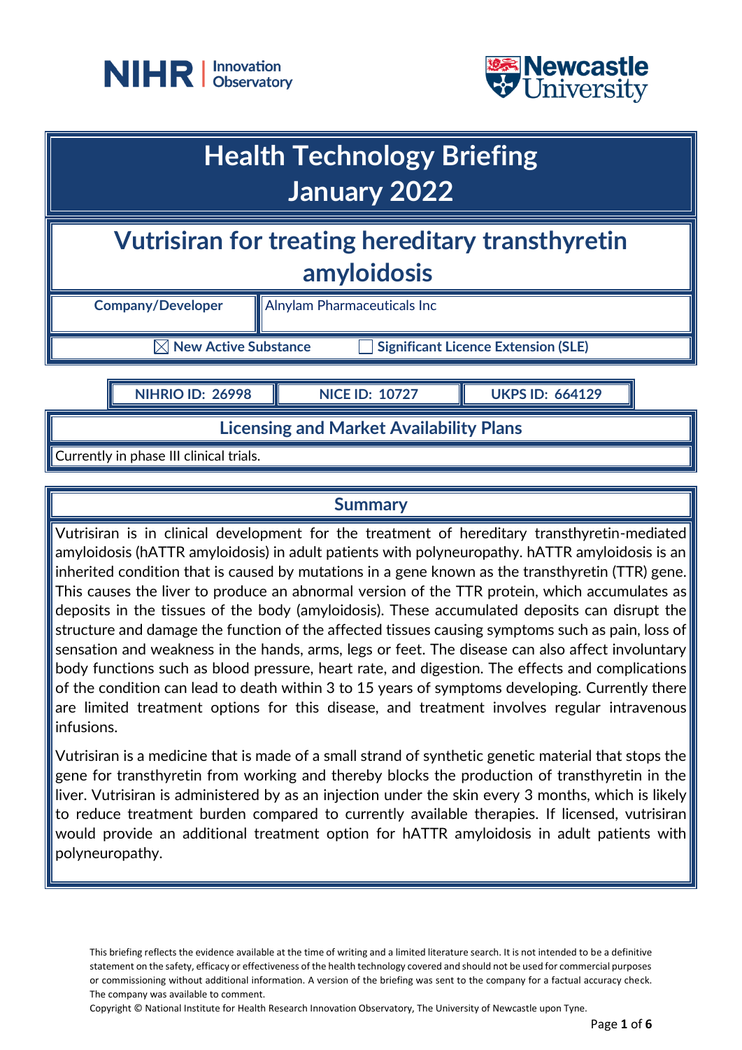# Health Technology Briefing
# January 2022

## Vutrisiran for treating hereditary transthyretin amyloidosis

| Company/Developer | Alnylam Pharmaceuticals Inc |
|---|---|

☒ New Active Substance ☐ Significant Licence Extension (SLE)

| NIHRIO ID: 26998 | NICE ID: 10727 | UKPS ID: 664129 |
|---|---|---|

### Licensing and Market Availability Plans

Currently in phase III clinical trials.

### Summary

Vutrisiran is in clinical development for the treatment of hereditary transthyretin-mediated amyloidosis (hATTR amyloidosis) in adult patients with polyneuropathy. hATTR amyloidosis is an inherited condition that is caused by mutations in a gene known as the transthyretin (TTR) gene. This causes the liver to produce an abnormal version of the TTR protein, which accumulates as deposits in the tissues of the body (amyloidosis). These accumulated deposits can disrupt the structure and damage the function of the affected tissues causing symptoms such as pain, loss of sensation and weakness in the hands, arms, legs or feet. The disease can also affect involuntary body functions such as blood pressure, heart rate, and digestion. The effects and complications of the condition can lead to death within 3 to 15 years of symptoms developing. Currently there are limited treatment options for this disease, and treatment involves regular intravenous infusions.

Vutrisiran is a medicine that is made of a small strand of synthetic genetic material that stops the gene for transthyretin from working and thereby blocks the production of transthyretin in the liver. Vutrisiran is administered by as an injection under the skin every 3 months, which is likely to reduce treatment burden compared to currently available therapies. If licensed, vutrisiran would provide an additional treatment option for hATTR amyloidosis in adult patients with polyneuropathy.

This briefing reflects the evidence available at the time of writing and a limited literature search. It is not intended to be a definitive statement on the safety, efficacy or effectiveness of the health technology covered and should not be used for commercial purposes or commissioning without additional information. A version of the briefing was sent to the company for a factual accuracy check. The company was available to comment.

Copyright © National Institute for Health Research Innovation Observatory, The University of Newcastle upon Tyne.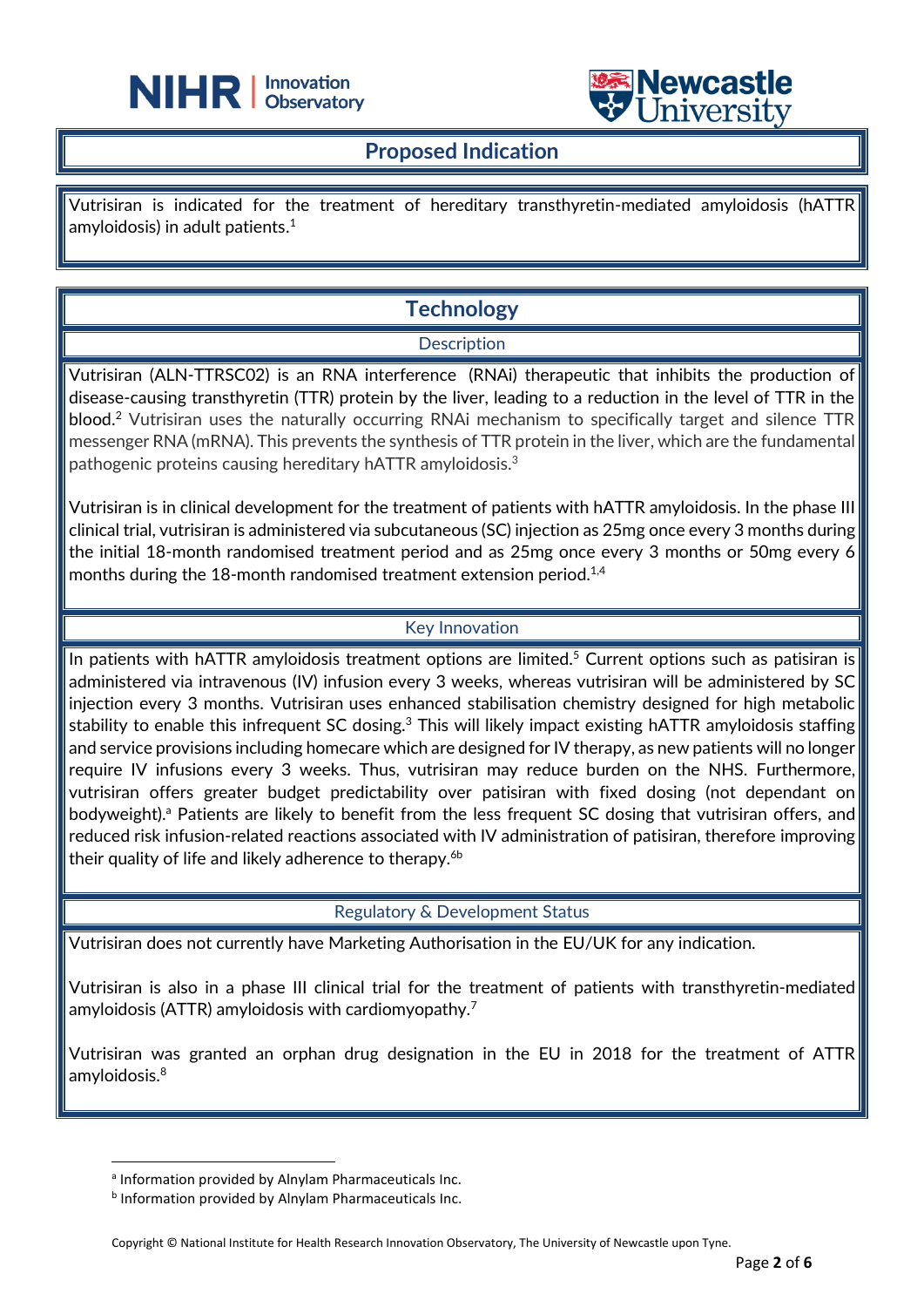## Proposed Indication

Vutrisiran is indicated for the treatment of hereditary transthyretin-mediated amyloidosis (hATTR amyloidosis) in adult patients.[1]

## Technology

### Description

Vutrisiran (ALN-TTRSC02) is an RNA interference (RNAi) therapeutic that inhibits the production of disease-causing transthyretin (TTR) protein by the liver, leading to a reduction in the level of TTR in the blood.[2] Vutrisiran uses the naturally occurring RNAi mechanism to specifically target and silence TTR messenger RNA (mRNA). This prevents the synthesis of TTR protein in the liver, which are the fundamental pathogenic proteins causing hereditary hATTR amyloidosis.[3]

Vutrisiran is in clinical development for the treatment of patients with hATTR amyloidosis. In the phase III clinical trial, vutrisiran is administered via subcutaneous (SC) injection as 25mg once every 3 months during the initial 18-month randomised treatment period and as 25mg once every 3 months or 50mg every 6 months during the 18-month randomised treatment extension period.[1,4]

### Key Innovation

In patients with hATTR amyloidosis treatment options are limited.[5] Current options such as patisiran is administered via intravenous (IV) infusion every 3 weeks, whereas vutrisiran will be administered by SC injection every 3 months. Vutrisiran uses enhanced stabilisation chemistry designed for high metabolic stability to enable this infrequent SC dosing.[3] This will likely impact existing hATTR amyloidosis staffing and service provisions including homecare which are designed for IV therapy, as new patients will no longer require IV infusions every 3 weeks. Thus, vutrisiran may reduce burden on the NHS. Furthermore, vutrisiran offers greater budget predictability over patisiran with fixed dosing (not dependant on bodyweight).[a] Patients are likely to benefit from the less frequent SC dosing that vutrisiran offers, and reduced risk infusion-related reactions associated with IV administration of patisiran, therefore improving their quality of life and likely adherence to therapy.[6b]

### Regulatory & Development Status

Vutrisiran does not currently have Marketing Authorisation in the EU/UK for any indication.

Vutrisiran is also in a phase III clinical trial for the treatment of patients with transthyretin-mediated amyloidosis (ATTR) amyloidosis with cardiomyopathy.[7]

Vutrisiran was granted an orphan drug designation in the EU in 2018 for the treatment of ATTR amyloidosis.[8]

---

[a] Information provided by Alnylam Pharmaceuticals Inc.

[b] Information provided by Alnylam Pharmaceuticals Inc.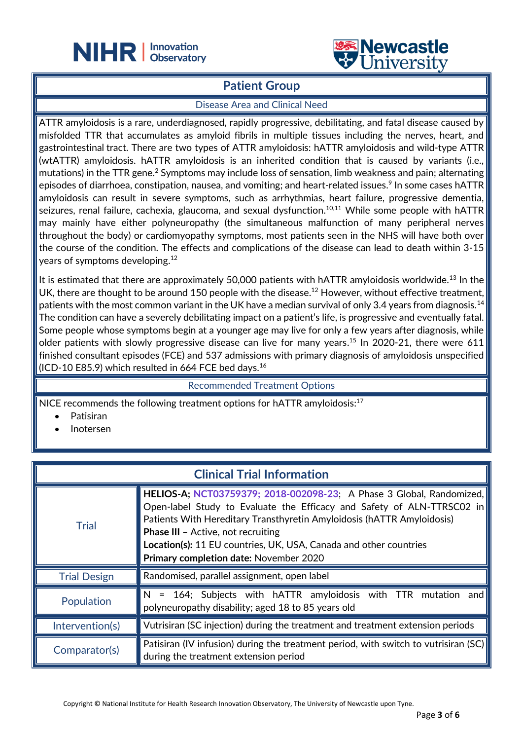## Patient Group

### Disease Area and Clinical Need

ATTR amyloidosis is a rare, underdiagnosed, rapidly progressive, debilitating, and fatal disease caused by misfolded TTR that accumulates as amyloid fibrils in multiple tissues including the nerves, heart, and gastrointestinal tract. There are two types of ATTR amyloidosis: hATTR amyloidosis and wild-type ATTR (wtATTR) amyloidosis. hATTR amyloidosis is an inherited condition that is caused by variants (i.e., mutations) in the TTR gene.[2] Symptoms may include loss of sensation, limb weakness and pain; alternating episodes of diarrhoea, constipation, nausea, and vomiting; and heart-related issues.[9] In some cases hATTR amyloidosis can result in severe symptoms, such as arrhythmias, heart failure, progressive dementia, seizures, renal failure, cachexia, glaucoma, and sexual dysfunction.[10,11] While some people with hATTR may mainly have either polyneuropathy (the simultaneous malfunction of many peripheral nerves throughout the body) or cardiomyopathy symptoms, most patients seen in the NHS will have both over the course of the condition. The effects and complications of the disease can lead to death within 3-15 years of symptoms developing.[12]

It is estimated that there are approximately 50,000 patients with hATTR amyloidosis worldwide.[13] In the UK, there are thought to be around 150 people with the disease.[12] However, without effective treatment, patients with the most common variant in the UK have a median survival of only 3.4 years from diagnosis.[14] The condition can have a severely debilitating impact on a patient's life, is progressive and eventually fatal. Some people whose symptoms begin at a younger age may live for only a few years after diagnosis, while older patients with slowly progressive disease can live for many years.[15] In 2020-21, there were 611 finished consultant episodes (FCE) and 537 admissions with primary diagnosis of amyloidosis unspecified (ICD-10 E85.9) which resulted in 664 FCE bed days.[16]

### Recommended Treatment Options

NICE recommends the following treatment options for hATTR amyloidosis:[17]

- Patisiran
- Inotersen

## Clinical Trial Information

| | |
|---|---|
| Trial | **HELIOS-A;** NCT03759379; 2018-002098-23; A Phase 3 Global, Randomized, Open-label Study to Evaluate the Efficacy and Safety of ALN-TTRSC02 in Patients With Hereditary Transthyretin Amyloidosis (hATTR Amyloidosis)<br>**Phase III –** Active, not recruiting<br>**Location(s):** 11 EU countries, UK, USA, Canada and other countries<br>**Primary completion date:** November 2020 |
| Trial Design | Randomised, parallel assignment, open label |
| Population | N = 164; Subjects with hATTR amyloidosis with TTR mutation and polyneuropathy disability; aged 18 to 85 years old |
| Intervention(s) | Vutrisiran (SC injection) during the treatment and treatment extension periods |
| Comparator(s) | Patisiran (IV infusion) during the treatment period, with switch to vutrisiran (SC) during the treatment extension period |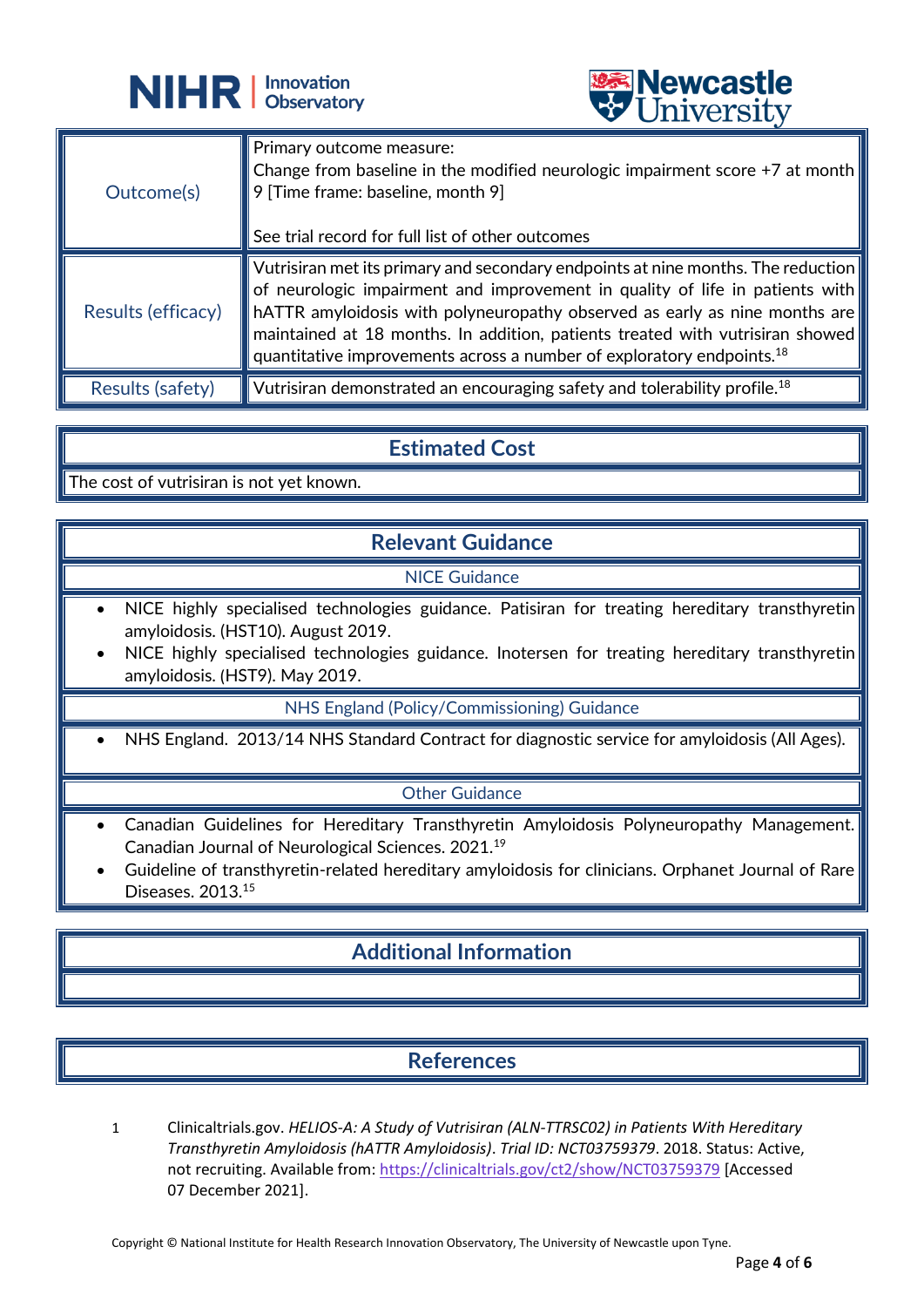| | |
|---|---|
| Outcome(s) | Primary outcome measure:<br>Change from baseline in the modified neurologic impairment score +7 at month 9 [Time frame: baseline, month 9]<br><br>See trial record for full list of other outcomes |
| Results (efficacy) | Vutrisiran met its primary and secondary endpoints at nine months. The reduction of neurologic impairment and improvement in quality of life in patients with hATTR amyloidosis with polyneuropathy observed as early as nine months are maintained at 18 months. In addition, patients treated with vutrisiran showed quantitative improvements across a number of exploratory endpoints.[18] |
| Results (safety) | Vutrisiran demonstrated an encouraging safety and tolerability profile.[18] |

## Estimated Cost

The cost of vutrisiran is not yet known.

## Relevant Guidance

### NICE Guidance

- NICE highly specialised technologies guidance. Patisiran for treating hereditary transthyretin amyloidosis. (HST10). August 2019.
- NICE highly specialised technologies guidance. Inotersen for treating hereditary transthyretin amyloidosis. (HST9). May 2019.

### NHS England (Policy/Commissioning) Guidance

- NHS England. 2013/14 NHS Standard Contract for diagnostic service for amyloidosis (All Ages).

### Other Guidance

- Canadian Guidelines for Hereditary Transthyretin Amyloidosis Polyneuropathy Management. Canadian Journal of Neurological Sciences. 2021.[19]
- Guideline of transthyretin-related hereditary amyloidosis for clinicians. Orphanet Journal of Rare Diseases. 2013.[15]

## Additional Information

## References

1. Clinicaltrials.gov. *HELIOS-A: A Study of Vutrisiran (ALN-TTRSC02) in Patients With Hereditary Transthyretin Amyloidosis (hATTR Amyloidosis)*. *Trial ID: NCT03759379*. 2018. Status: Active, not recruiting. Available from: https://clinicaltrials.gov/ct2/show/NCT03759379 [Accessed 07 December 2021].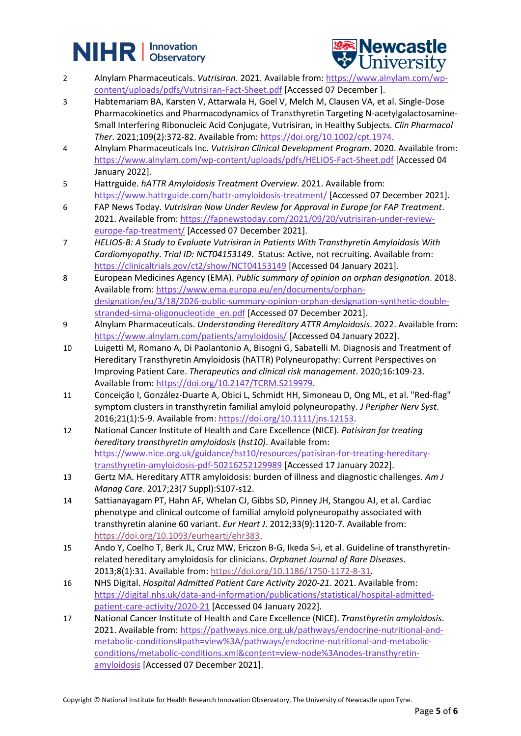2. Alnylam Pharmaceuticals. *Vutrisiran*. 2021. Available from: https://www.alnylam.com/wp-content/uploads/pdfs/Vutrisiran-Fact-Sheet.pdf [Accessed 07 December ].
3. Habtemariam BA, Karsten V, Attarwala H, Goel V, Melch M, Clausen VA, et al. Single-Dose Pharmacokinetics and Pharmacodynamics of Transthyretin Targeting N-acetylgalactosamine-Small Interfering Ribonucleic Acid Conjugate, Vutrisiran, in Healthy Subjects. *Clin Pharmacol Ther*. 2021;109(2):372-82. Available from: https://doi.org/10.1002/cpt.1974.
4. Alnylam Pharmaceuticals Inc. *Vutrisiran Clinical Development Program*. 2020. Available from: https://www.alnylam.com/wp-content/uploads/pdfs/HELIOS-Fact-Sheet.pdf [Accessed 04 January 2022].
5. Hattrguide. *hATTR Amyloidosis Treatment Overview*. 2021. Available from: https://www.hattrguide.com/hattr-amyloidosis-treatment/ [Accessed 07 December 2021].
6. FAP News Today. *Vutrisiran Now Under Review for Approval in Europe for FAP Treatment*. 2021. Available from: https://fapnewstoday.com/2021/09/20/vutrisiran-under-review-europe-fap-treatment/ [Accessed 07 December 2021].
7. *HELIOS-B: A Study to Evaluate Vutrisiran in Patients With Transthyretin Amyloidosis With Cardiomyopathy*. *Trial ID: NCT04153149*. Status: Active, not recruiting. Available from: https://clinicaltrials.gov/ct2/show/NCT04153149 [Accessed 04 January 2021].
8. European Medicines Agency (EMA). *Public summary of opinion on orphan designation*. 2018. Available from: https://www.ema.europa.eu/en/documents/orphan-designation/eu/3/18/2026-public-summary-opinion-orphan-designation-synthetic-double-stranded-sirna-oligonucleotide_en.pdf [Accessed 07 December 2021].
9. Alnylam Pharmaceuticals. *Understanding Hereditary ATTR Amyloidosis*. 2022. Available from: https://www.alnylam.com/patients/amyloidosis/ [Accessed 04 January 2022].
10. Luigetti M, Romano A, Di Paolantonio A, Bisogni G, Sabatelli M. Diagnosis and Treatment of Hereditary Transthyretin Amyloidosis (hATTR) Polyneuropathy: Current Perspectives on Improving Patient Care. *Therapeutics and clinical risk management*. 2020;16:109-23. Available from: https://doi.org/10.2147/TCRM.S219979.
11. Conceição I, González-Duarte A, Obici L, Schmidt HH, Simoneau D, Ong ML, et al. "Red-flag" symptom clusters in transthyretin familial amyloid polyneuropathy. *J Peripher Nerv Syst*. 2016;21(1):5-9. Available from: https://doi.org/10.1111/jns.12153.
12. National Cancer Institute of Health and Care Excellence (NICE). *Patisiran for treating hereditary transthyretin amyloidosis* (*hst10)*. Available from: https://www.nice.org.uk/guidance/hst10/resources/patisiran-for-treating-hereditary-transthyretin-amyloidosis-pdf-50216252129989 [Accessed 17 January 2022].
13. Gertz MA. Hereditary ATTR amyloidosis: burden of illness and diagnostic challenges. *Am J Manag Care*. 2017;23(7 Suppl):S107-s12.
14. Sattianayagam PT, Hahn AF, Whelan CJ, Gibbs SD, Pinney JH, Stangou AJ, et al. Cardiac phenotype and clinical outcome of familial amyloid polyneuropathy associated with transthyretin alanine 60 variant. *Eur Heart J*. 2012;33(9):1120-7. Available from: https://doi.org/10.1093/eurheartj/ehr383.
15. Ando Y, Coelho T, Berk JL, Cruz MW, Ericzon B-G, Ikeda S-i, et al. Guideline of transthyretin-related hereditary amyloidosis for clinicians. *Orphanet Journal of Rare Diseases*. 2013;8(1):31. Available from: https://doi.org/10.1186/1750-1172-8-31.
16. NHS Digital. *Hospital Admitted Patient Care Activity 2020-21*. 2021. Available from: https://digital.nhs.uk/data-and-information/publications/statistical/hospital-admitted-patient-care-activity/2020-21 [Accessed 04 January 2022].
17. National Cancer Institute of Health and Care Excellence (NICE). *Transthyretin amyloidosis*. 2021. Available from: https://pathways.nice.org.uk/pathways/endocrine-nutritional-and-metabolic-conditions#path=view%3A/pathways/endocrine-nutritional-and-metabolic-conditions/metabolic-conditions.xml&content=view-node%3Anodes-transthyretin-amyloidosis [Accessed 07 December 2021].

Copyright © National Institute for Health Research Innovation Observatory, The University of Newcastle upon Tyne.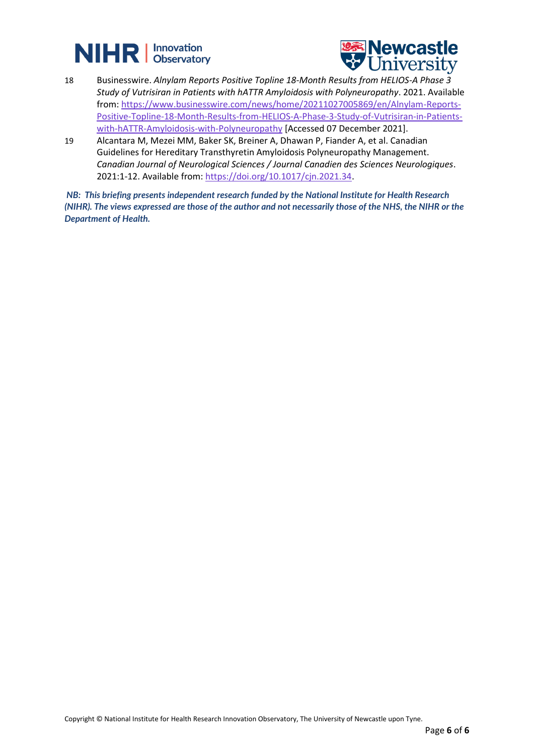18 Businesswire. *Alnylam Reports Positive Topline 18-Month Results from HELIOS-A Phase 3 Study of Vutrisiran in Patients with hATTR Amyloidosis with Polyneuropathy*. 2021. Available from: [https://www.businesswire.com/news/home/20211027005869/en/Alnylam-Reports-Positive-Topline-18-Month-Results-from-HELIOS-A-Phase-3-Study-of-Vutrisiran-in-Patients-with-hATTR-Amyloidosis-with-Polyneuropathy](https://www.businesswire.com/news/home/20211027005869/en/Alnylam-Reports-Positive-Topline-18-Month-Results-from-HELIOS-A-Phase-3-Study-of-Vutrisiran-in-Patients-with-hATTR-Amyloidosis-with-Polyneuropathy) [Accessed 07 December 2021].

19 Alcantara M, Mezei MM, Baker SK, Breiner A, Dhawan P, Fiander A, et al. Canadian Guidelines for Hereditary Transthyretin Amyloidosis Polyneuropathy Management. *Canadian Journal of Neurological Sciences / Journal Canadien des Sciences Neurologiques*. 2021:1-12. Available from: [https://doi.org/10.1017/cjn.2021.34](https://doi.org/10.1017/cjn.2021.34).

***NB: This briefing presents independent research funded by the National Institute for Health Research (NIHR). The views expressed are those of the author and not necessarily those of the NHS, the NIHR or the Department of Health.***

Copyright © National Institute for Health Research Innovation Observatory, The University of Newcastle upon Tyne.